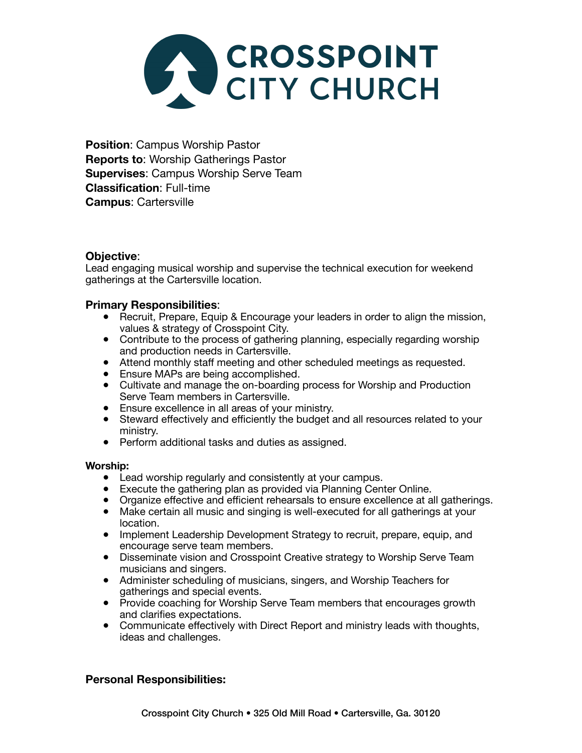# CROSSPOINT CITY CHURCH

**Position**: Campus Worship Pastor
**Reports to**: Worship Gatherings Pastor
**Supervises**: Campus Worship Serve Team
**Classification**: Full-time
**Campus**: Cartersville

**Objective**:
Lead engaging musical worship and supervise the technical execution for weekend gatherings at the Cartersville location.

**Primary Responsibilities**:

- Recruit, Prepare, Equip & Encourage your leaders in order to align the mission, values & strategy of Crosspoint City.
- Contribute to the process of gathering planning, especially regarding worship and production needs in Cartersville.
- Attend monthly staff meeting and other scheduled meetings as requested.
- Ensure MAPs are being accomplished.
- Cultivate and manage the on-boarding process for Worship and Production Serve Team members in Cartersville.
- Ensure excellence in all areas of your ministry.
- Steward effectively and efficiently the budget and all resources related to your ministry.
- Perform additional tasks and duties as assigned.

**Worship:**

- Lead worship regularly and consistently at your campus.
- Execute the gathering plan as provided via Planning Center Online.
- Organize effective and efficient rehearsals to ensure excellence at all gatherings.
- Make certain all music and singing is well-executed for all gatherings at your location.
- Implement Leadership Development Strategy to recruit, prepare, equip, and encourage serve team members.
- Disseminate vision and Crosspoint Creative strategy to Worship Serve Team musicians and singers.
- Administer scheduling of musicians, singers, and Worship Teachers for gatherings and special events.
- Provide coaching for Worship Serve Team members that encourages growth and clarifies expectations.
- Communicate effectively with Direct Report and ministry leads with thoughts, ideas and challenges.

**Personal Responsibilities:**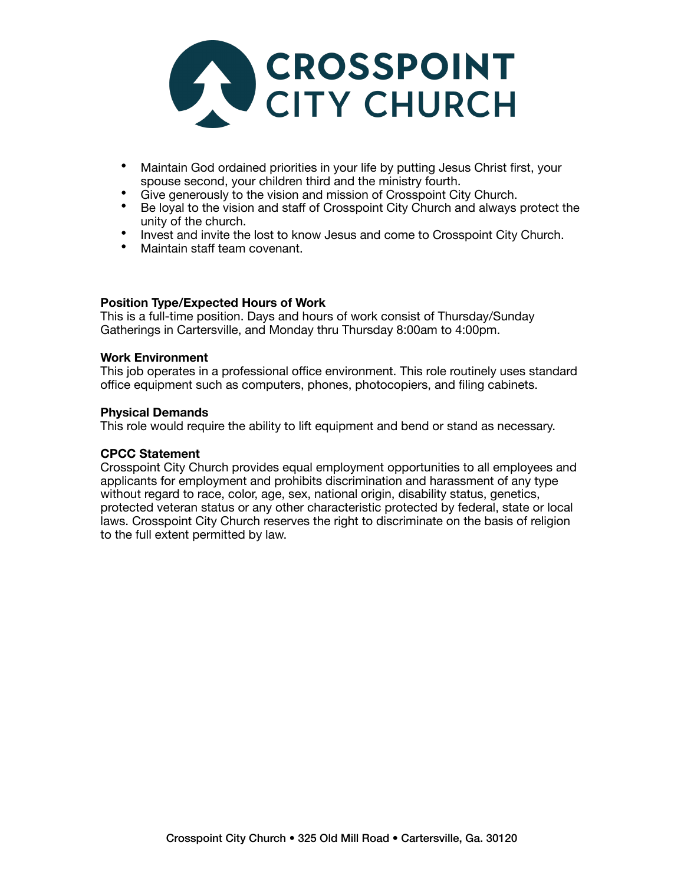# CROSSPOINT CITY CHURCH

- Maintain God ordained priorities in your life by putting Jesus Christ first, your spouse second, your children third and the ministry fourth.
- Give generously to the vision and mission of Crosspoint City Church.
- Be loyal to the vision and staff of Crosspoint City Church and always protect the unity of the church.
- Invest and invite the lost to know Jesus and come to Crosspoint City Church.
- Maintain staff team covenant.

**Position Type/Expected Hours of Work**
This is a full-time position. Days and hours of work consist of Thursday/Sunday Gatherings in Cartersville, and Monday thru Thursday 8:00am to 4:00pm.

**Work Environment**
This job operates in a professional office environment. This role routinely uses standard office equipment such as computers, phones, photocopiers, and filing cabinets.

**Physical Demands**
This role would require the ability to lift equipment and bend or stand as necessary.

**CPCC Statement**
Crosspoint City Church provides equal employment opportunities to all employees and applicants for employment and prohibits discrimination and harassment of any type without regard to race, color, age, sex, national origin, disability status, genetics, protected veteran status or any other characteristic protected by federal, state or local laws. Crosspoint City Church reserves the right to discriminate on the basis of religion to the full extent permitted by law.

Crosspoint City Church • 325 Old Mill Road • Cartersville, Ga. 30120